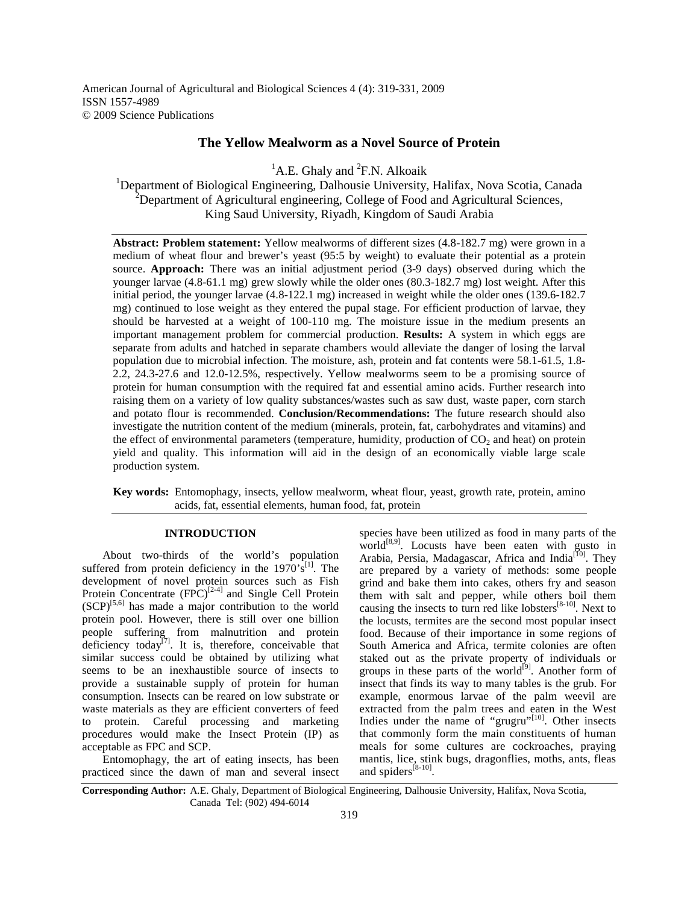# The Yellow Mealworm as a Novel Source of Protein

[1]A.E. Ghaly and [2]F.N. Alkoaik

[1]Department of Biological Engineering, Dalhousie University, Halifax, Nova Scotia, Canada
[2]Department of Agricultural engineering, College of Food and Agricultural Sciences, King Saud University, Riyadh, Kingdom of Saudi Arabia

**Abstract: Problem statement:** Yellow mealworms of different sizes (4.8-182.7 mg) were grown in a medium of wheat flour and brewer's yeast (95:5 by weight) to evaluate their potential as a protein source. **Approach:** There was an initial adjustment period (3-9 days) observed during which the younger larvae (4.8-61.1 mg) grew slowly while the older ones (80.3-182.7 mg) lost weight. After this initial period, the younger larvae (4.8-122.1 mg) increased in weight while the older ones (139.6-182.7 mg) continued to lose weight as they entered the pupal stage. For efficient production of larvae, they should be harvested at a weight of 100-110 mg. The moisture issue in the medium presents an important management problem for commercial production. **Results:** A system in which eggs are separate from adults and hatched in separate chambers would alleviate the danger of losing the larval population due to microbial infection. The moisture, ash, protein and fat contents were 58.1-61.5, 1.8-2.2, 24.3-27.6 and 12.0-12.5%, respectively. Yellow mealworms seem to be a promising source of protein for human consumption with the required fat and essential amino acids. Further research into raising them on a variety of low quality substances/wastes such as saw dust, waste paper, corn starch and potato flour is recommended. **Conclusion/Recommendations:** The future research should also investigate the nutrition content of the medium (minerals, protein, fat, carbohydrates and vitamins) and the effect of environmental parameters (temperature, humidity, production of $CO_2$ and heat) on protein yield and quality. This information will aid in the design of an economically viable large scale production system.

**Key words:** Entomophagy, insects, yellow mealworm, wheat flour, yeast, growth rate, protein, amino acids, fat, essential elements, human food, fat, protein

## INTRODUCTION

About two-thirds of the world's population suffered from protein deficiency in the 1970's[1]. The development of novel protein sources such as Fish Protein Concentrate (FPC)[2-4] and Single Cell Protein (SCP)[5,6] has made a major contribution to the world protein pool. However, there is still over one billion people suffering from malnutrition and protein deficiency today[7]. It is, therefore, conceivable that similar success could be obtained by utilizing what seems to be an inexhaustible source of insects to provide a sustainable supply of protein for human consumption. Insects can be reared on low substrate or waste materials as they are efficient converters of feed to protein. Careful processing and marketing procedures would make the Insect Protein (IP) as acceptable as FPC and SCP.

Entomophagy, the art of eating insects, has been practiced since the dawn of man and several insect species have been utilized as food in many parts of the world[8,9]. Locusts have been eaten with gusto in Arabia, Persia, Madagascar, Africa and India[10]. They are prepared by a variety of methods: some people grind and bake them into cakes, others fry and season them with salt and pepper, while others boil them causing the insects to turn red like lobsters[8-10]. Next to the locusts, termites are the second most popular insect food. Because of their importance in some regions of South America and Africa, termite colonies are often staked out as the private property of individuals or groups in these parts of the world[9]. Another form of insect that finds its way to many tables is the grub. For example, enormous larvae of the palm weevil are extracted from the palm trees and eaten in the West Indies under the name of "grugru"[10]. Other insects that commonly form the main constituents of human meals for some cultures are cockroaches, praying mantis, lice, stink bugs, dragonflies, moths, ants, fleas and spiders[8-10].

**Corresponding Author:** A.E. Ghaly, Department of Biological Engineering, Dalhousie University, Halifax, Nova Scotia, Canada Tel: (902) 494-6014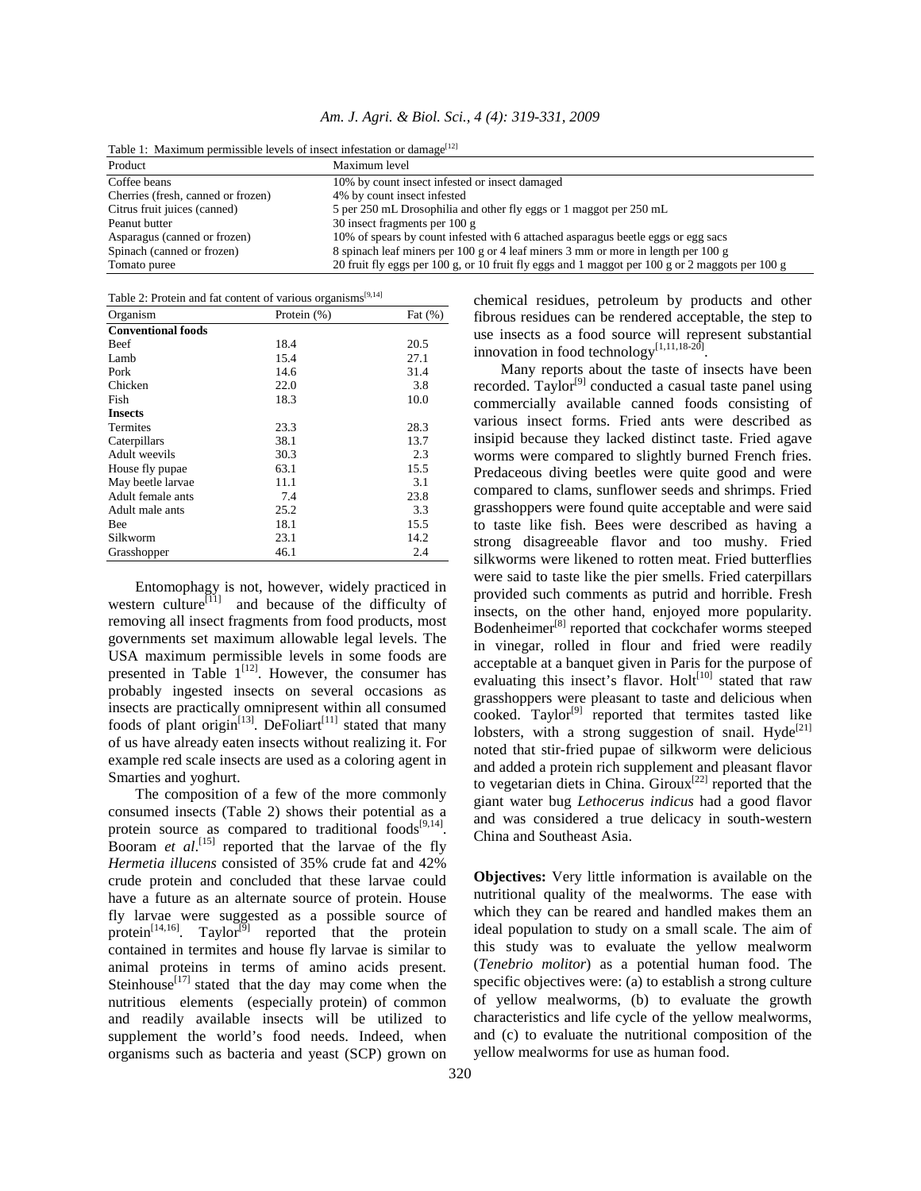Table 1: Maximum permissible levels of insect infestation or damage[12]

| Product | Maximum level |
|---|---|
| Coffee beans | 10% by count insect infested or insect damaged |
| Cherries (fresh, canned or frozen) | 4% by count insect infested |
| Citrus fruit juices (canned) | 5 per 250 mL Drosophilia and other fly eggs or 1 maggot per 250 mL |
| Peanut butter | 30 insect fragments per 100 g |
| Asparagus (canned or frozen) | 10% of spears by count infested with 6 attached asparagus beetle eggs or egg sacs |
| Spinach (canned or frozen) | 8 spinach leaf miners per 100 g or 4 leaf miners 3 mm or more in length per 100 g |
| Tomato puree | 20 fruit fly eggs per 100 g, or 10 fruit fly eggs and 1 maggot per 100 g or 2 maggots per 100 g |

Table 2: Protein and fat content of various organisms[9,14]

| Organism | Protein (%) | Fat (%) |
|---|---|---|
| **Conventional foods** | | |
| Beef | 18.4 | 20.5 |
| Lamb | 15.4 | 27.1 |
| Pork | 14.6 | 31.4 |
| Chicken | 22.0 | 3.8 |
| Fish | 18.3 | 10.0 |
| **Insects** | | |
| Termites | 23.3 | 28.3 |
| Caterpillars | 38.1 | 13.7 |
| Adult weevils | 30.3 | 2.3 |
| House fly pupae | 63.1 | 15.5 |
| May beetle larvae | 11.1 | 3.1 |
| Adult female ants | 7.4 | 23.8 |
| Adult male ants | 25.2 | 3.3 |
| Bee | 18.1 | 15.5 |
| Silkworm | 23.1 | 14.2 |
| Grasshopper | 46.1 | 2.4 |

Entomophagy is not, however, widely practiced in western culture[11] and because of the difficulty of removing all insect fragments from food products, most governments set maximum allowable legal levels. The USA maximum permissible levels in some foods are presented in Table 1[12]. However, the consumer has probably ingested insects on several occasions as insects are practically omnipresent within all consumed foods of plant origin[13]. DeFoliart[11] stated that many of us have already eaten insects without realizing it. For example red scale insects are used as a coloring agent in Smarties and yoghurt.

The composition of a few of the more commonly consumed insects (Table 2) shows their potential as a protein source as compared to traditional foods[9,14]. Booram *et al*.[15] reported that the larvae of the fly *Hermetia illucens* consisted of 35% crude fat and 42% crude protein and concluded that these larvae could have a future as an alternate source of protein. House fly larvae were suggested as a possible source of protein[14,16]. Taylor[9] reported that the protein contained in termites and house fly larvae is similar to animal proteins in terms of amino acids present. Steinhouse[17] stated that the day may come when the nutritious elements (especially protein) of common and readily available insects will be utilized to supplement the world's food needs. Indeed, when organisms such as bacteria and yeast (SCP) grown on chemical residues, petroleum by products and other fibrous residues can be rendered acceptable, the step to use insects as a food source will represent substantial innovation in food technology[1,11,18-20].

Many reports about the taste of insects have been recorded. Taylor[9] conducted a casual taste panel using commercially available canned foods consisting of various insect forms. Fried ants were described as insipid because they lacked distinct taste. Fried agave worms were compared to slightly burned French fries. Predaceous diving beetles were quite good and were compared to clams, sunflower seeds and shrimps. Fried grasshoppers were found quite acceptable and were said to taste like fish. Bees were described as having a strong disagreeable flavor and too mushy. Fried silkworms were likened to rotten meat. Fried butterflies were said to taste like the pier smells. Fried caterpillars provided such comments as putrid and horrible. Fresh insects, on the other hand, enjoyed more popularity. Bodenheimer[8] reported that cockchafer worms steeped in vinegar, rolled in flour and fried were readily acceptable at a banquet given in Paris for the purpose of evaluating this insect's flavor. Holt[10] stated that raw grasshoppers were pleasant to taste and delicious when cooked. Taylor[9] reported that termites tasted like lobsters, with a strong suggestion of snail. Hyde[21] noted that stir-fried pupae of silkworm were delicious and added a protein rich supplement and pleasant flavor to vegetarian diets in China. Giroux[22] reported that the giant water bug *Lethocerus indicus* had a good flavor and was considered a true delicacy in south-western China and Southeast Asia.

**Objectives:** Very little information is available on the nutritional quality of the mealworms. The ease with which they can be reared and handled makes them an ideal population to study on a small scale. The aim of this study was to evaluate the yellow mealworm (*Tenebrio molitor*) as a potential human food. The specific objectives were: (a) to establish a strong culture of yellow mealworms, (b) to evaluate the growth characteristics and life cycle of the yellow mealworms, and (c) to evaluate the nutritional composition of the yellow mealworms for use as human food.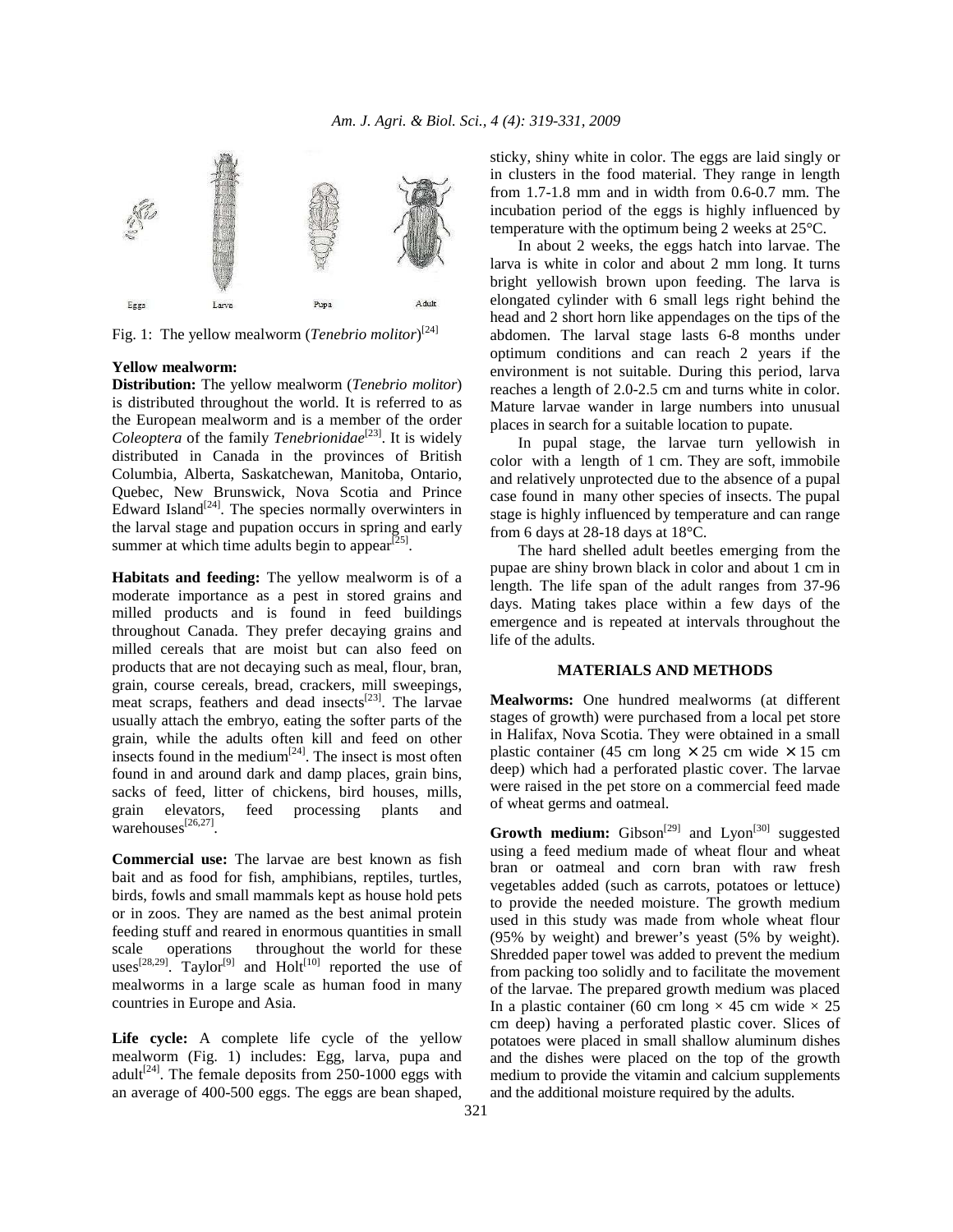Eggs Larva Pupa Adult

Fig. 1: The yellow mealworm (*Tenebrio molitor*)[24]

**Yellow mealworm:**

**Distribution:** The yellow mealworm (*Tenebrio molitor*) is distributed throughout the world. It is referred to as the European mealworm and is a member of the order *Coleoptera* of the family *Tenebrionidae*[23]. It is widely distributed in Canada in the provinces of British Columbia, Alberta, Saskatchewan, Manitoba, Ontario, Quebec, New Brunswick, Nova Scotia and Prince Edward Island[24]. The species normally overwinters in the larval stage and pupation occurs in spring and early summer at which time adults begin to appear[25].

**Habitats and feeding:** The yellow mealworm is of a moderate importance as a pest in stored grains and milled products and is found in feed buildings throughout Canada. They prefer decaying grains and milled cereals that are moist but can also feed on products that are not decaying such as meal, flour, bran, grain, course cereals, bread, crackers, mill sweepings, meat scraps, feathers and dead insects[23]. The larvae usually attach the embryo, eating the softer parts of the grain, while the adults often kill and feed on other insects found in the medium[24]. The insect is most often found in and around dark and damp places, grain bins, sacks of feed, litter of chickens, bird houses, mills, grain elevators, feed processing plants and warehouses[26,27].

**Commercial use:** The larvae are best known as fish bait and as food for fish, amphibians, reptiles, turtles, birds, fowls and small mammals kept as house hold pets or in zoos. They are named as the best animal protein feeding stuff and reared in enormous quantities in small scale operations throughout the world for these uses[28,29]. Taylor[9] and Holt[10] reported the use of mealworms in a large scale as human food in many countries in Europe and Asia.

**Life cycle:** A complete life cycle of the yellow mealworm (Fig. 1) includes: Egg, larva, pupa and adult[24]. The female deposits from 250-1000 eggs with an average of 400-500 eggs. The eggs are bean shaped, sticky, shiny white in color. The eggs are laid singly or in clusters in the food material. They range in length from 1.7-1.8 mm and in width from 0.6-0.7 mm. The incubation period of the eggs is highly influenced by temperature with the optimum being 2 weeks at 25°C.

In about 2 weeks, the eggs hatch into larvae. The larva is white in color and about 2 mm long. It turns bright yellowish brown upon feeding. The larva is elongated cylinder with 6 small legs right behind the head and 2 short horn like appendages on the tips of the abdomen. The larval stage lasts 6-8 months under optimum conditions and can reach 2 years if the environment is not suitable. During this period, larva reaches a length of 2.0-2.5 cm and turns white in color. Mature larvae wander in large numbers into unusual places in search for a suitable location to pupate.

In pupal stage, the larvae turn yellowish in color with a length of 1 cm. They are soft, immobile and relatively unprotected due to the absence of a pupal case found in many other species of insects. The pupal stage is highly influenced by temperature and can range from 6 days at 28-18 days at 18°C.

The hard shelled adult beetles emerging from the pupae are shiny brown black in color and about 1 cm in length. The life span of the adult ranges from 37-96 days. Mating takes place within a few days of the emergence and is repeated at intervals throughout the life of the adults.

## MATERIALS AND METHODS

**Mealworms:** One hundred mealworms (at different stages of growth) were purchased from a local pet store in Halifax, Nova Scotia. They were obtained in a small plastic container (45 cm long × 25 cm wide × 15 cm deep) which had a perforated plastic cover. The larvae were raised in the pet store on a commercial feed made of wheat germs and oatmeal.

**Growth medium:** Gibson[29] and Lyon[30] suggested using a feed medium made of wheat flour and wheat bran or oatmeal and corn bran with raw fresh vegetables added (such as carrots, potatoes or lettuce) to provide the needed moisture. The growth medium used in this study was made from whole wheat flour (95% by weight) and brewer's yeast (5% by weight). Shredded paper towel was added to prevent the medium from packing too solidly and to facilitate the movement of the larvae. The prepared growth medium was placed In a plastic container (60 cm long × 45 cm wide × 25 cm deep) having a perforated plastic cover. Slices of potatoes were placed in small shallow aluminum dishes and the dishes were placed on the top of the growth medium to provide the vitamin and calcium supplements and the additional moisture required by the adults.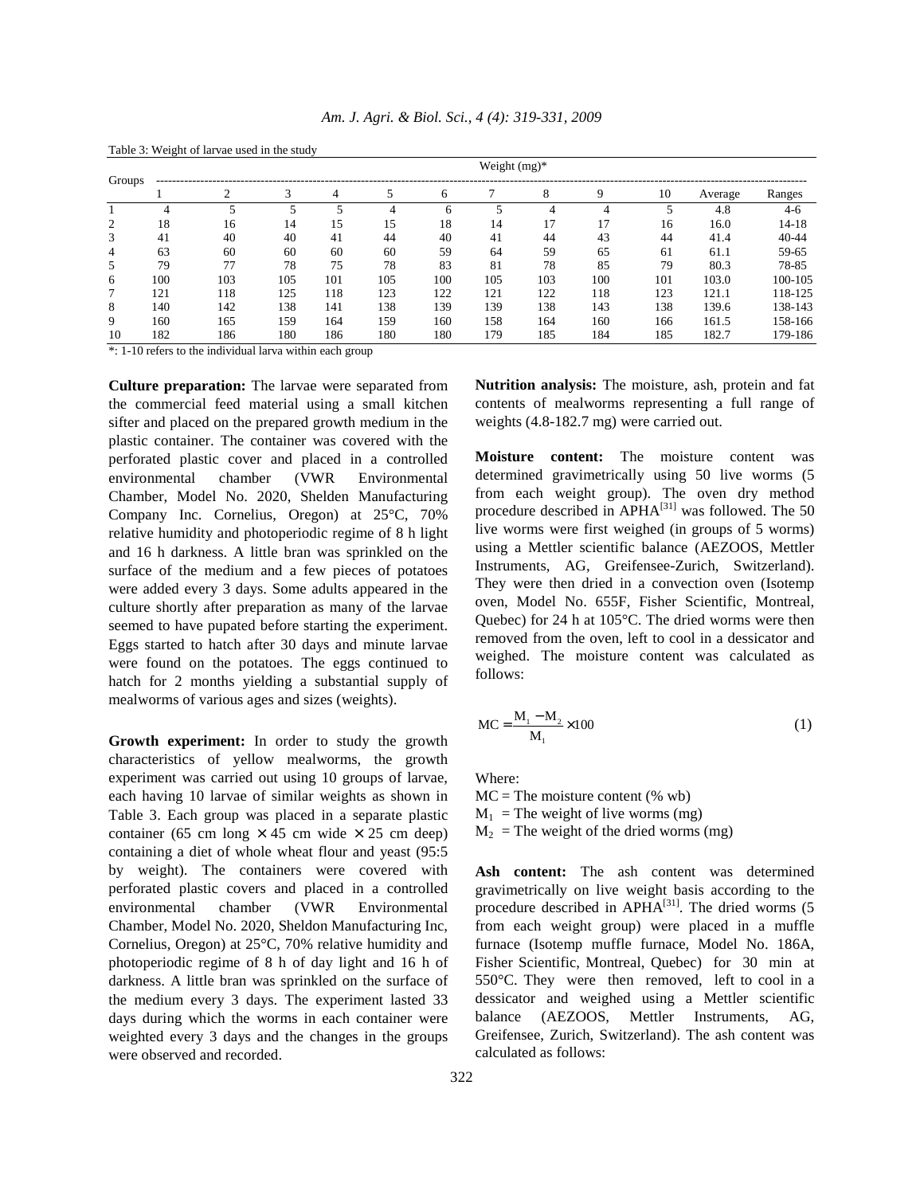Table 3: Weight of larvae used in the study

| Groups | Weight (mg)* | | | | | | | | | | | |
|---|---|---|---|---|---|---|---|---|---|---|---|---|
| | 1 | 2 | 3 | 4 | 5 | 6 | 7 | 8 | 9 | 10 | Average | Ranges |
| 1 | 4 | 5 | 5 | 5 | 4 | 6 | 5 | 4 | 4 | 5 | 4.8 | 4-6 |
| 2 | 18 | 16 | 14 | 15 | 15 | 18 | 14 | 17 | 17 | 16 | 16.0 | 14-18 |
| 3 | 41 | 40 | 40 | 41 | 44 | 40 | 41 | 44 | 43 | 44 | 41.4 | 40-44 |
| 4 | 63 | 60 | 60 | 60 | 60 | 59 | 64 | 59 | 65 | 61 | 61.1 | 59-65 |
| 5 | 79 | 77 | 78 | 75 | 78 | 83 | 81 | 78 | 85 | 79 | 80.3 | 78-85 |
| 6 | 100 | 103 | 105 | 101 | 105 | 100 | 105 | 103 | 100 | 101 | 103.0 | 100-105 |
| 7 | 121 | 118 | 125 | 118 | 123 | 122 | 121 | 122 | 118 | 123 | 121.1 | 118-125 |
| 8 | 140 | 142 | 138 | 141 | 138 | 139 | 139 | 138 | 143 | 138 | 139.6 | 138-143 |
| 9 | 160 | 165 | 159 | 164 | 159 | 160 | 158 | 164 | 160 | 166 | 161.5 | 158-166 |
| 10 | 182 | 186 | 180 | 186 | 180 | 180 | 179 | 185 | 184 | 185 | 182.7 | 179-186 |

*: 1-10 refers to the individual larva within each group

**Culture preparation:** The larvae were separated from the commercial feed material using a small kitchen sifter and placed on the prepared growth medium in the plastic container. The container was covered with the perforated plastic cover and placed in a controlled environmental chamber (VWR Environmental Chamber, Model No. 2020, Shelden Manufacturing Company Inc. Cornelius, Oregon) at 25°C, 70% relative humidity and photoperiodic regime of 8 h light and 16 h darkness. A little bran was sprinkled on the surface of the medium and a few pieces of potatoes were added every 3 days. Some adults appeared in the culture shortly after preparation as many of the larvae seemed to have pupated before starting the experiment. Eggs started to hatch after 30 days and minute larvae were found on the potatoes. The eggs continued to hatch for 2 months yielding a substantial supply of mealworms of various ages and sizes (weights).

**Growth experiment:** In order to study the growth characteristics of yellow mealworms, the growth experiment was carried out using 10 groups of larvae, each having 10 larvae of similar weights as shown in Table 3. Each group was placed in a separate plastic container (65 cm long × 45 cm wide × 25 cm deep) containing a diet of whole wheat flour and yeast (95:5 by weight). The containers were covered with perforated plastic covers and placed in a controlled environmental chamber (VWR Environmental Chamber, Model No. 2020, Sheldon Manufacturing Inc, Cornelius, Oregon) at 25°C, 70% relative humidity and photoperiodic regime of 8 h of day light and 16 h of darkness. A little bran was sprinkled on the surface of the medium every 3 days. The experiment lasted 33 days during which the worms in each container were weighted every 3 days and the changes in the groups were observed and recorded.

**Nutrition analysis:** The moisture, ash, protein and fat contents of mealworms representing a full range of weights (4.8-182.7 mg) were carried out.

**Moisture content:** The moisture content was determined gravimetrically using 50 live worms (5 from each weight group). The oven dry method procedure described in APHA[31] was followed. The 50 live worms were first weighed (in groups of 5 worms) using a Mettler scientific balance (AEZOOS, Mettler Instruments, AG, Greifensee-Zurich, Switzerland). They were then dried in a convection oven (Isotemp oven, Model No. 655F, Fisher Scientific, Montreal, Quebec) for 24 h at 105°C. The dried worms were then removed from the oven, left to cool in a dessicator and weighed. The moisture content was calculated as follows:

$$MC = \frac{M_1 - M_2}{M_1} \times 100 \quad (1)$$

Where:

$MC$ = The moisture content (% wb)
$M_1$ = The weight of live worms (mg)
$M_2$ = The weight of the dried worms (mg)

**Ash content:** The ash content was determined gravimetrically on live weight basis according to the procedure described in APHA[31]. The dried worms (5 from each weight group) were placed in a muffle furnace (Isotemp muffle furnace, Model No. 186A, Fisher Scientific, Montreal, Quebec) for 30 min at 550°C. They were then removed, left to cool in a dessicator and weighed using a Mettler scientific balance (AEZOOS, Mettler Instruments, AG, Greifensee, Zurich, Switzerland). The ash content was calculated as follows: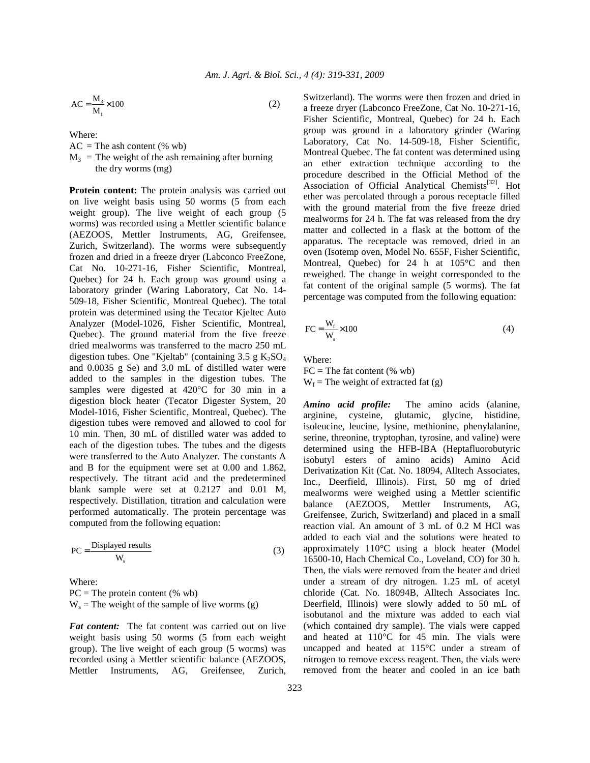$$AC = \frac{M_3}{M_1} \times 100 \tag{2}$$

Where:

AC = The ash content (% wb)

$M_3$ = The weight of the ash remaining after burning the dry worms (mg)

**Protein content:** The protein analysis was carried out on live weight basis using 50 worms (5 from each weight group). The live weight of each group (5 worms) was recorded using a Mettler scientific balance (AEZOOS, Mettler Instruments, AG, Greifensee, Zurich, Switzerland). The worms were subsequently frozen and dried in a freeze dryer (Labconco FreeZone, Cat No. 10-271-16, Fisher Scientific, Montreal, Quebec) for 24 h. Each group was ground using a laboratory grinder (Waring Laboratory, Cat No. 14-509-18, Fisher Scientific, Montreal Quebec). The total protein was determined using the Tecator Kjeltec Auto Analyzer (Model-1026, Fisher Scientific, Montreal, Quebec). The ground material from the five freeze dried mealworms was transferred to the macro 250 mL digestion tubes. One "Kjeltab" (containing 3.5 g $K_2SO_4$ and 0.0035 g Se) and 3.0 mL of distilled water were added to the samples in the digestion tubes. The samples were digested at 420°C for 30 min in a digestion block heater (Tecator Digester System, 20 Model-1016, Fisher Scientific, Montreal, Quebec). The digestion tubes were removed and allowed to cool for 10 min. Then, 30 mL of distilled water was added to each of the digestion tubes. The tubes and the digests were transferred to the Auto Analyzer. The constants A and B for the equipment were set at 0.00 and 1.862, respectively. The titrant acid and the predetermined blank sample were set at 0.2127 and 0.01 M, respectively. Distillation, titration and calculation were performed automatically. The protein percentage was computed from the following equation:

$$PC = \frac{\text{Displayed results}}{W_s} \tag{3}$$

Where:

PC = The protein content (% wb)

$W_s$ = The weight of the sample of live worms (g)

***Fat content:*** The fat content was carried out on live weight basis using 50 worms (5 from each weight group). The live weight of each group (5 worms) was recorded using a Mettler scientific balance (AEZOOS, Mettler Instruments, AG, Greifensee, Zurich, Switzerland). The worms were then frozen and dried in a freeze dryer (Labconco FreeZone, Cat No. 10-271-16, Fisher Scientific, Montreal, Quebec) for 24 h. Each group was ground in a laboratory grinder (Waring Laboratory, Cat No. 14-509-18, Fisher Scientific, Montreal Quebec. The fat content was determined using an ether extraction technique according to the procedure described in the Official Method of the Association of Official Analytical Chemists[32]. Hot ether was percolated through a porous receptacle filled with the ground material from the five freeze dried mealworms for 24 h. The fat was released from the dry matter and collected in a flask at the bottom of the apparatus. The receptacle was removed, dried in an oven (Isotemp oven, Model No. 655F, Fisher Scientific, Montreal, Quebec) for 24 h at 105°C and then reweighed. The change in weight corresponded to the fat content of the original sample (5 worms). The fat percentage was computed from the following equation:

$$FC = \frac{W_f}{W_s} \times 100 \tag{4}$$

Where:

FC = The fat content (% wb)

$W_f$ = The weight of extracted fat (g)

***Amino acid profile:*** The amino acids (alanine, arginine, cysteine, glutamic, glycine, histidine, isoleucine, leucine, lysine, methionine, phenylalanine, serine, threonine, tryptophan, tyrosine, and valine) were determined using the HFB-IBA (Heptafluorobutyric isobutyl esters of amino acids) Amino Acid Derivatization Kit (Cat. No. 18094, Alltech Associates, Inc., Deerfield, Illinois). First, 50 mg of dried mealworms were weighed using a Mettler scientific balance (AEZOOS, Mettler Instruments, AG, Greifensee, Zurich, Switzerland) and placed in a small reaction vial. An amount of 3 mL of 0.2 M HCl was added to each vial and the solutions were heated to approximately 110°C using a block heater (Model 16500-10, Hach Chemical Co., Loveland, CO) for 30 h. Then, the vials were removed from the heater and dried under a stream of dry nitrogen. 1.25 mL of acetyl chloride (Cat. No. 18094B, Alltech Associates Inc. Deerfield, Illinois) were slowly added to 50 mL of isobutanol and the mixture was added to each vial (which contained dry sample). The vials were capped and heated at 110°C for 45 min. The vials were uncapped and heated at 115°C under a stream of nitrogen to remove excess reagent. Then, the vials were removed from the heater and cooled in an ice bath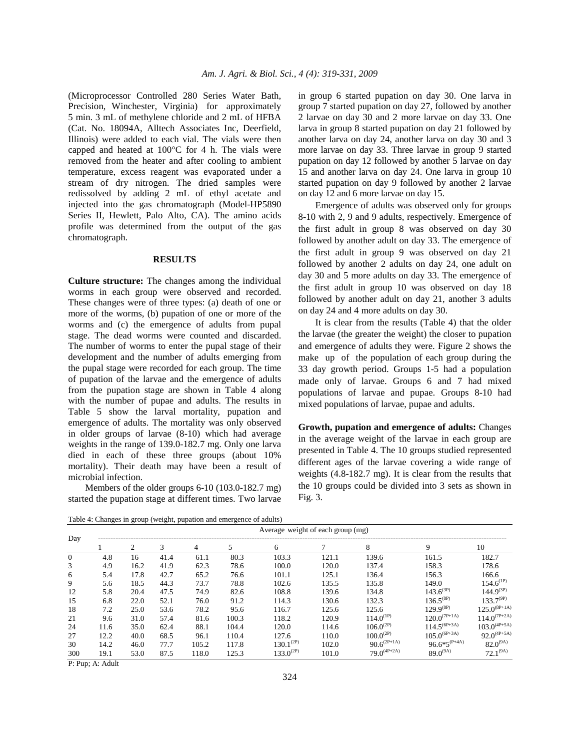(Microprocessor Controlled 280 Series Water Bath, Precision, Winchester, Virginia) for approximately 5 min. 3 mL of methylene chloride and 2 mL of HFBA (Cat. No. 18094A, Alltech Associates Inc, Deerfield, Illinois) were added to each vial. The vials were then capped and heated at 100°C for 4 h. The vials were removed from the heater and after cooling to ambient temperature, excess reagent was evaporated under a stream of dry nitrogen. The dried samples were redissolved by adding 2 mL of ethyl acetate and injected into the gas chromatograph (Model-HP5890 Series II, Hewlett, Palo Alto, CA). The amino acids profile was determined from the output of the gas chromatograph.

## RESULTS

**Culture structure:** The changes among the individual worms in each group were observed and recorded. These changes were of three types: (a) death of one or more of the worms, (b) pupation of one or more of the worms and (c) the emergence of adults from pupal stage. The dead worms were counted and discarded. The number of worms to enter the pupal stage of their development and the number of adults emerging from the pupal stage were recorded for each group. The time of pupation of the larvae and the emergence of adults from the pupation stage are shown in Table 4 along with the number of pupae and adults. The results in Table 5 show the larval mortality, pupation and emergence of adults. The mortality was only observed in older groups of larvae (8-10) which had average weights in the range of 139.0-182.7 mg. Only one larva died in each of these three groups (about 10% mortality). Their death may have been a result of microbial infection.

Members of the older groups 6-10 (103.0-182.7 mg) started the pupation stage at different times. Two larvae in group 6 started pupation on day 30. One larva in group 7 started pupation on day 27, followed by another 2 larvae on day 30 and 2 more larvae on day 33. One larva in group 8 started pupation on day 21 followed by another larva on day 24, another larva on day 30 and 3 more larvae on day 33. Three larvae in group 9 started pupation on day 12 followed by another 5 larvae on day 15 and another larva on day 24. One larva in group 10 started pupation on day 9 followed by another 2 larvae on day 12 and 6 more larvae on day 15.

Emergence of adults was observed only for groups 8-10 with 2, 9 and 9 adults, respectively. Emergence of the first adult in group 8 was observed on day 30 followed by another adult on day 33. The emergence of the first adult in group 9 was observed on day 21 followed by another 2 adults on day 24, one adult on day 30 and 5 more adults on day 33. The emergence of the first adult in group 10 was observed on day 18 followed by another adult on day 21, another 3 adults on day 24 and 4 more adults on day 30.

It is clear from the results (Table 4) that the older the larvae (the greater the weight) the closer to pupation and emergence of adults they were. Figure 2 shows the make up of the population of each group during the 33 day growth period. Groups 1-5 had a population made only of larvae. Groups 6 and 7 had mixed populations of larvae and pupae. Groups 8-10 had mixed populations of larvae, pupae and adults.

**Growth, pupation and emergence of adults:** Changes in the average weight of the larvae in each group are presented in Table 4. The 10 groups studied represented different ages of the larvae covering a wide range of weights (4.8-182.7 mg). It is clear from the results that the 10 groups could be divided into 3 sets as shown in Fig. 3.

Table 4: Changes in group (weight, pupation and emergence of adults)

| Day | Average weight of each group (mg) | | | | | | | | | |
|---|---|---|---|---|---|---|---|---|---|---|
| | 1 | 2 | 3 | 4 | 5 | 6 | 7 | 8 | 9 | 10 |
| 0 | 4.8 | 16 | 41.4 | 61.1 | 80.3 | 103.3 | 121.1 | 139.6 | 161.5 | 182.7 |
| 3 | 4.9 | 16.2 | 41.9 | 62.3 | 78.6 | 100.0 | 120.0 | 137.4 | 158.3 | 178.6 |
| 6 | 5.4 | 17.8 | 42.7 | 65.2 | 76.6 | 101.1 | 125.1 | 136.4 | 156.3 | 166.6 |
| 9 | 5.6 | 18.5 | 44.3 | 73.7 | 78.8 | 102.6 | 135.5 | 135.8 | 149.0 | 154.6$^{(1P)}$ |
| 12 | 5.8 | 20.4 | 47.5 | 74.9 | 82.6 | 108.8 | 139.6 | 134.8 | 143.6$^{(3P)}$ | 144.9$^{(3P)}$ |
| 15 | 6.8 | 22.0 | 52.1 | 76.0 | 91.2 | 114.3 | 130.6 | 132.3 | 136.5$^{(8P)}$ | 133.7$^{(9P)}$ |
| 18 | 7.2 | 25.0 | 53.6 | 78.2 | 95.6 | 116.7 | 125.6 | 125.6 | 129.9$^{(8P)}$ | 125.0$^{(8P+1A)}$ |
| 21 | 9.6 | 31.0 | 57.4 | 81.6 | 100.3 | 118.2 | 120.9 | 114.0$^{(1P)}$ | 120.0$^{(7P+1A)}$ | 114.0$^{(7P+2A)}$ |
| 24 | 11.6 | 35.0 | 62.4 | 88.1 | 104.4 | 120.0 | 114.6 | 106.0$^{(2P)}$ | 114.5$^{(6P+3A)}$ | 103.0$^{(4P+5A)}$ |
| 27 | 12.2 | 40.0 | 68.5 | 96.1 | 110.4 | 127.6 | 110.0 | 100.0$^{(2P)}$ | 105.0$^{(6P+3A)}$ | 92.0$^{(4P+5A)}$ |
| 30 | 14.2 | 46.0 | 77.7 | 105.2 | 117.8 | 130.1$^{(2P)}$ | 102.0 | 90.6$^{(2P+1A)}$ | 96.6*5$^{(P+4A)}$ | 82.0$^{(9A)}$ |
| 300 | 19.1 | 53.0 | 87.5 | 118.0 | 125.3 | 133.0$^{(2P)}$ | 101.0 | 79.0$^{(4P+2A)}$ | 89.0$^{(9A)}$ | 72.1$^{(9A)}$ |

P: Pup; A: Adult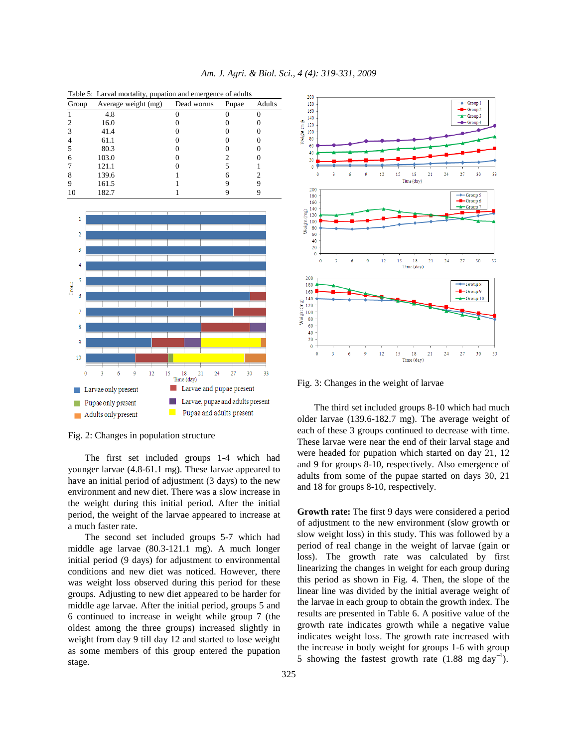Table 5: Larval mortality, pupation and emergence of adults

| Group | Average weight (mg) | Dead worms | Pupae | Adults |
|---|---|---|---|---|
| 1 | 4.8 | 0 | 0 | 0 |
| 2 | 16.0 | 0 | 0 | 0 |
| 3 | 41.4 | 0 | 0 | 0 |
| 4 | 61.1 | 0 | 0 | 0 |
| 5 | 80.3 | 0 | 0 | 0 |
| 6 | 103.0 | 0 | 2 | 0 |
| 7 | 121.1 | 0 | 5 | 1 |
| 8 | 139.6 | 1 | 6 | 2 |
| 9 | 161.5 | 1 | 9 | 9 |
| 10 | 182.7 | 1 | 9 | 9 |

Fig. 2: Changes in population structure

The first set included groups 1-4 which had younger larvae (4.8-61.1 mg). These larvae appeared to have an initial period of adjustment (3 days) to the new environment and new diet. There was a slow increase in the weight during this initial period. After the initial period, the weight of the larvae appeared to increase at a much faster rate.

The second set included groups 5-7 which had middle age larvae (80.3-121.1 mg). A much longer initial period (9 days) for adjustment to environmental conditions and new diet was noticed. However, there was weight loss observed during this period for these groups. Adjusting to new diet appeared to be harder for middle age larvae. After the initial period, groups 5 and 6 continued to increase in weight while group 7 (the oldest among the three groups) increased slightly in weight from day 9 till day 12 and started to lose weight as some members of this group entered the pupation stage.

Fig. 3: Changes in the weight of larvae

The third set included groups 8-10 which had much older larvae (139.6-182.7 mg). The average weight of each of these 3 groups continued to decrease with time. These larvae were near the end of their larval stage and were headed for pupation which started on day 21, 12 and 9 for groups 8-10, respectively. Also emergence of adults from some of the pupae started on days 30, 21 and 18 for groups 8-10, respectively.

**Growth rate:** The first 9 days were considered a period of adjustment to the new environment (slow growth or slow weight loss) in this study. This was followed by a period of real change in the weight of larvae (gain or loss). The growth rate was calculated by first linearizing the changes in weight for each group during this period as shown in Fig. 4. Then, the slope of the linear line was divided by the initial average weight of the larvae in each group to obtain the growth index. The results are presented in Table 6. A positive value of the growth rate indicates growth while a negative value indicates weight loss. The growth rate increased with the increase in body weight for groups 1-6 with group 5 showing the fastest growth rate (1.88 mg day$^{-1}$).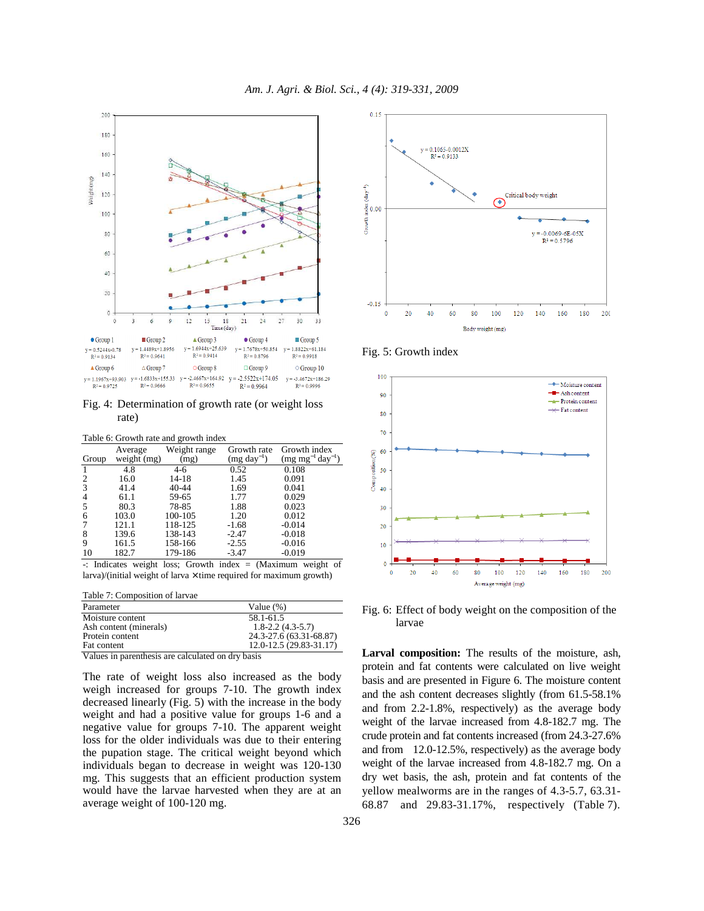Fig. 4: Determination of growth rate (or weight loss rate)

Fig. 5: Growth index

Fig. 6: Effect of body weight on the composition of the larvae

Table 6: Growth rate and growth index

| Group | Average weight (mg) | Weight range (mg) | Growth rate (mg day$^{-1}$) | Growth index (mg mg$^{-1}$ day$^{-1}$) |
|---|---|---|---|---|
| 1 | 4.8 | 4-6 | 0.52 | 0.108 |
| 2 | 16.0 | 14-18 | 1.45 | 0.091 |
| 3 | 41.4 | 40-44 | 1.69 | 0.041 |
| 4 | 61.1 | 59-65 | 1.77 | 0.029 |
| 5 | 80.3 | 78-85 | 1.88 | 0.023 |
| 6 | 103.0 | 100-105 | 1.20 | 0.012 |
| 7 | 121.1 | 118-125 | -1.68 | -0.014 |
| 8 | 139.6 | 138-143 | -2.47 | -0.018 |
| 9 | 161.5 | 158-166 | -2.55 | -0.016 |
| 10 | 182.7 | 179-186 | -3.47 | -0.019 |

-: Indicates weight loss; Growth index = (Maximum weight of larva)/(initial weight of larva ×time required for maximum growth)

Table 7: Composition of larvae

| Parameter | Value (%) |
|---|---|
| Moisture content | 58.1-61.5 |
| Ash content (minerals) | 1.8-2.2 (4.3-5.7) |
| Protein content | 24.3-27.6 (63.31-68.87) |
| Fat content | 12.0-12.5 (29.83-31.17) |

Values in parenthesis are calculated on dry basis

The rate of weight loss also increased as the body weigh increased for groups 7-10. The growth index decreased linearly (Fig. 5) with the increase in the body weight and had a positive value for groups 1-6 and a negative value for groups 7-10. The apparent weight loss for the older individuals was due to their entering the pupation stage. The critical weight beyond which individuals began to decrease in weight was 120-130 mg. This suggests that an efficient production system would have the larvae harvested when they are at an average weight of 100-120 mg.

**Larval composition:** The results of the moisture, ash, protein and fat contents were calculated on live weight basis and are presented in Figure 6. The moisture content and the ash content decreases slightly (from 61.5-58.1% and from 2.2-1.8%, respectively) as the average body weight of the larvae increased from 4.8-182.7 mg. The crude protein and fat contents increased (from 24.3-27.6% and from 12.0-12.5%, respectively) as the average body weight of the larvae increased from 4.8-182.7 mg. On a dry wet basis, the ash, protein and fat contents of the yellow mealworms are in the ranges of 4.3-5.7, 63.31-68.87 and 29.83-31.17%, respectively (Table 7).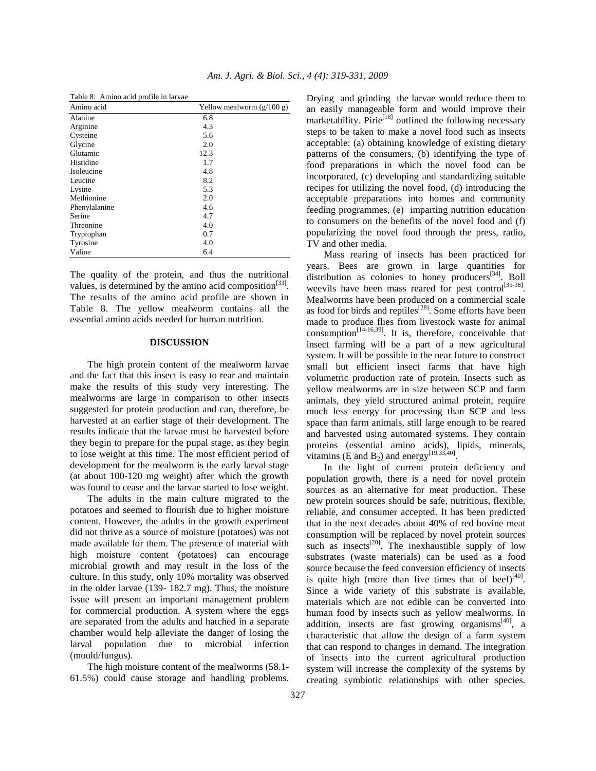Table 8: Amino acid profile in larvae

| Amino acid | Yellow mealworm (g/100 g) |
|---|---|
| Alanine | 6.8 |
| Arginine | 4.3 |
| Cysteine | 5.6 |
| Glycine | 2.0 |
| Glutamic | 12.3 |
| Histidine | 1.7 |
| Isoleucine | 4.8 |
| Leucine | 8.2 |
| Lysine | 5.3 |
| Methionine | 2.0 |
| Phenylalanine | 4.6 |
| Serine | 4.7 |
| Threonine | 4.0 |
| Tryptophan | 0.7 |
| Tyrosine | 4.0 |
| Valine | 6.4 |

The quality of the protein, and thus the nutritional values, is determined by the amino acid composition[33]. The results of the amino acid profile are shown in Table 8. The yellow mealworm contains all the essential amino acids needed for human nutrition.

## DISCUSSION

The high protein content of the mealworm larvae and the fact that this insect is easy to rear and maintain make the results of this study very interesting. The mealworms are large in comparison to other insects suggested for protein production and can, therefore, be harvested at an earlier stage of their development. The results indicate that the larvae must be harvested before they begin to prepare for the pupal stage, as they begin to lose weight at this time. The most efficient period of development for the mealworm is the early larval stage (at about 100-120 mg weight) after which the growth was found to cease and the larvae started to lose weight.

The adults in the main culture migrated to the potatoes and seemed to flourish due to higher moisture content. However, the adults in the growth experiment did not thrive as a source of moisture (potatoes) was not made available for them. The presence of material with high moisture content (potatoes) can encourage microbial growth and may result in the loss of the culture. In this study, only 10% mortality was observed in the older larvae (139- 182.7 mg). Thus, the moisture issue will present an important management problem for commercial production. A system where the eggs are separated from the adults and hatched in a separate chamber would help alleviate the danger of losing the larval population due to microbial infection (mould/fungus).

The high moisture content of the mealworms (58.1-61.5%) could cause storage and handling problems. Drying and grinding the larvae would reduce them to an easily manageable form and would improve their marketability. Pirie[18] outlined the following necessary steps to be taken to make a novel food such as insects acceptable: (a) obtaining knowledge of existing dietary patterns of the consumers, (b) identifying the type of food preparations in which the novel food can be incorporated, (c) developing and standardizing suitable recipes for utilizing the novel food, (d) introducing the acceptable preparations into homes and community feeding programmes, (e) imparting nutrition education to consumers on the benefits of the novel food and (f) popularizing the novel food through the press, radio, TV and other media.

Mass rearing of insects has been practiced for years. Bees are grown in large quantities for distribution as colonies to honey producers[34]. Boll weevils have been mass reared for pest control[35-38]. Mealworms have been produced on a commercial scale as food for birds and reptiles[28]. Some efforts have been made to produce flies from livestock waste for animal consumption[14-16,39]. It is, therefore, conceivable that insect farming will be a part of a new agricultural system. It will be possible in the near future to construct small but efficient insect farms that have high volumetric production rate of protein. Insects such as yellow mealworms are in size between SCP and farm animals, they yield structured animal protein, require much less energy for processing than SCP and less space than farm animals, still large enough to be reared and harvested using automated systems. They contain proteins (essential amino acids), lipids, minerals, vitamins (E and $B_2$) and energy[19,33,40].

In the light of current protein deficiency and population growth, there is a need for novel protein sources as an alternative for meat production. These new protein sources should be safe, nutritious, flexible, reliable, and consumer accepted. It has been predicted that in the next decades about 40% of red bovine meat consumption will be replaced by novel protein sources such as insects[20]. The inexhaustible supply of low substrates (waste materials) can be used as a food source because the feed conversion efficiency of insects is quite high (more than five times that of beef)[40]. Since a wide variety of this substrate is available, materials which are not edible can be converted into human food by insects such as yellow mealworms. In addition, insects are fast growing organisms[40], a characteristic that allow the design of a farm system that can respond to changes in demand. The integration of insects into the current agricultural production system will increase the complexity of the systems by creating symbiotic relationships with other species.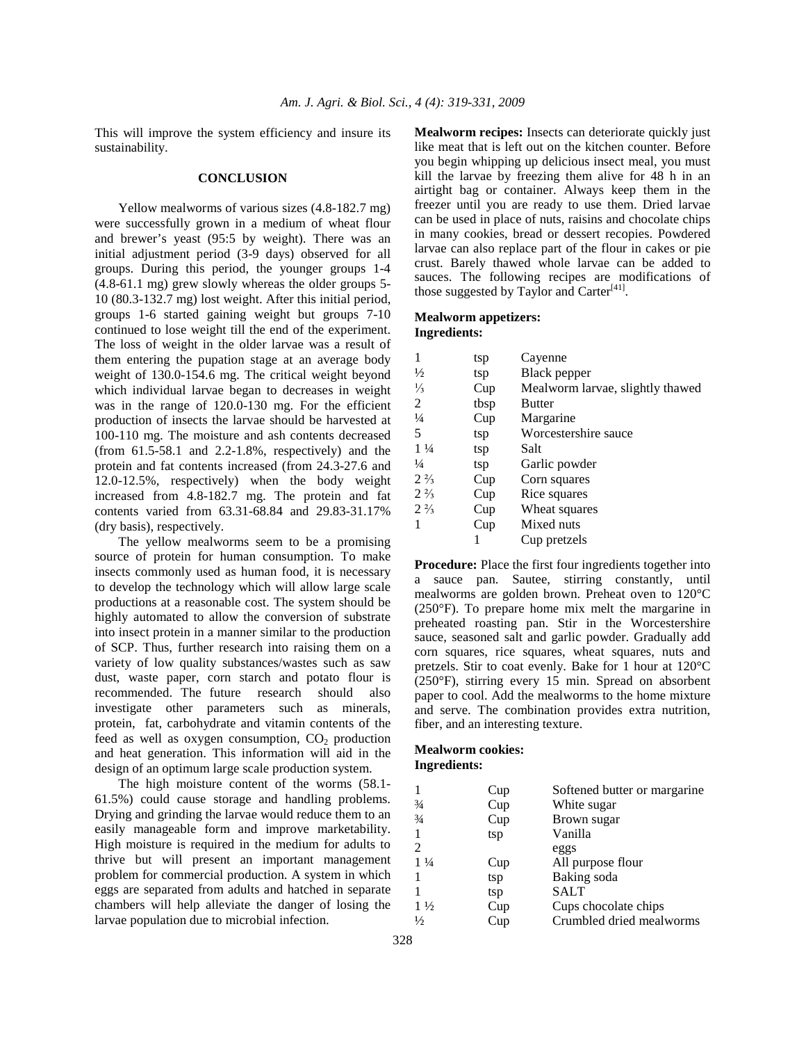This will improve the system efficiency and insure its sustainability.

## CONCLUSION

Yellow mealworms of various sizes (4.8-182.7 mg) were successfully grown in a medium of wheat flour and brewer's yeast (95:5 by weight). There was an initial adjustment period (3-9 days) observed for all groups. During this period, the younger groups 1-4 (4.8-61.1 mg) grew slowly whereas the older groups 5-10 (80.3-132.7 mg) lost weight. After this initial period, groups 1-6 started gaining weight but groups 7-10 continued to lose weight till the end of the experiment. The loss of weight in the older larvae was a result of them entering the pupation stage at an average body weight of 130.0-154.6 mg. The critical weight beyond which individual larvae began to decreases in weight was in the range of 120.0-130 mg. For the efficient production of insects the larvae should be harvested at 100-110 mg. The moisture and ash contents decreased (from 61.5-58.1 and 2.2-1.8%, respectively) and the protein and fat contents increased (from 24.3-27.6 and 12.0-12.5%, respectively) when the body weight increased from 4.8-182.7 mg. The protein and fat contents varied from 63.31-68.84 and 29.83-31.17% (dry basis), respectively.

The yellow mealworms seem to be a promising source of protein for human consumption. To make insects commonly used as human food, it is necessary to develop the technology which will allow large scale productions at a reasonable cost. The system should be highly automated to allow the conversion of substrate into insect protein in a manner similar to the production of SCP. Thus, further research into raising them on a variety of low quality substances/wastes such as saw dust, waste paper, corn starch and potato flour is recommended. The future research should also investigate other parameters such as minerals, protein, fat, carbohydrate and vitamin contents of the feed as well as oxygen consumption, $CO_2$ production and heat generation. This information will aid in the design of an optimum large scale production system.

The high moisture content of the worms (58.1-61.5%) could cause storage and handling problems. Drying and grinding the larvae would reduce them to an easily manageable form and improve marketability. High moisture is required in the medium for adults to thrive but will present an important management problem for commercial production. A system in which eggs are separated from adults and hatched in separate chambers will help alleviate the danger of losing the larvae population due to microbial infection.

**Mealworm recipes:** Insects can deteriorate quickly just like meat that is left out on the kitchen counter. Before you begin whipping up delicious insect meal, you must kill the larvae by freezing them alive for 48 h in an airtight bag or container. Always keep them in the freezer until you are ready to use them. Dried larvae can be used in place of nuts, raisins and chocolate chips in many cookies, bread or dessert recopies. Powdered larvae can also replace part of the flour in cakes or pie crust. Barely thawed whole larvae can be added to sauces. The following recipes are modifications of those suggested by Taylor and Carter[41].

**Mealworm appetizers:**
**Ingredients:**

| | | |
|---|---|---|
| 1 | tsp | Cayenne |
| ½ | tsp | Black pepper |
| ⅓ | Cup | Mealworm larvae, slightly thawed |
| 2 | tbsp | Butter |
| ¼ | Cup | Margarine |
| 5 | tsp | Worcestershire sauce |
| 1 ¼ | tsp | Salt |
| ¼ | tsp | Garlic powder |
| 2 ⅔ | Cup | Corn squares |
| 2 ⅔ | Cup | Rice squares |
| 2 ⅔ | Cup | Wheat squares |
| 1 | Cup | Mixed nuts |
| | 1 | Cup pretzels |

**Procedure:** Place the first four ingredients together into a sauce pan. Sautee, stirring constantly, until mealworms are golden brown. Preheat oven to 120°C (250°F). To prepare home mix melt the margarine in preheated roasting pan. Stir in the Worcestershire sauce, seasoned salt and garlic powder. Gradually add corn squares, rice squares, wheat squares, nuts and pretzels. Stir to coat evenly. Bake for 1 hour at 120°C (250°F), stirring every 15 min. Spread on absorbent paper to cool. Add the mealworms to the home mixture and serve. The combination provides extra nutrition, fiber, and an interesting texture.

**Mealworm cookies:**
**Ingredients:**

| | | |
|---|---|---|
| 1 | Cup | Softened butter or margarine |
| ¾ | Cup | White sugar |
| ¾ | Cup | Brown sugar |
| 1 | tsp | Vanilla |
| 2 | | eggs |
| 1 ¼ | Cup | All purpose flour |
| 1 | tsp | Baking soda |
| 1 | tsp | SALT |
| 1 ½ | Cup | Cups chocolate chips |
| ½ | Cup | Crumbled dried mealworms |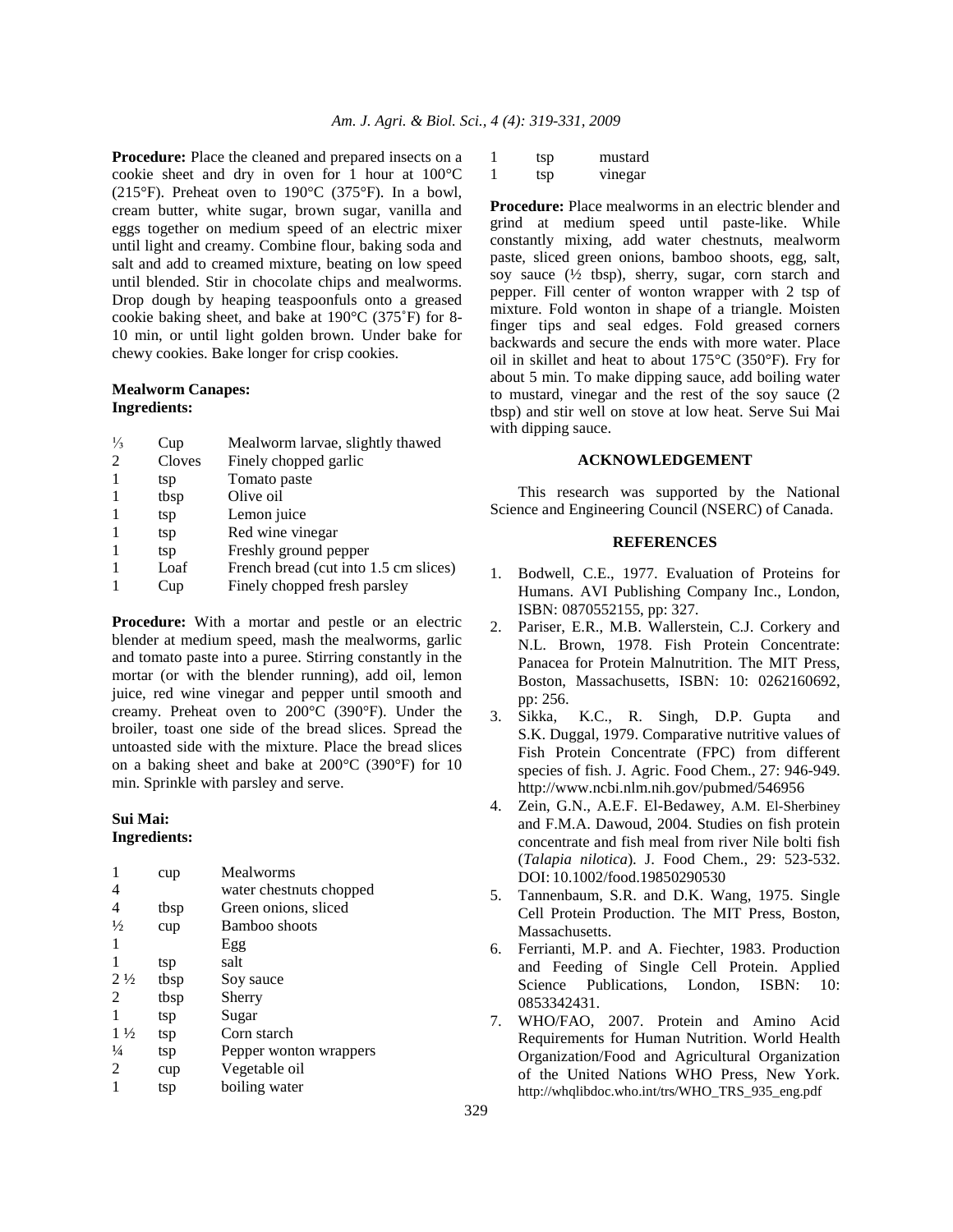**Procedure:** Place the cleaned and prepared insects on a cookie sheet and dry in oven for 1 hour at 100°C (215°F). Preheat oven to 190°C (375°F). In a bowl, cream butter, white sugar, brown sugar, vanilla and eggs together on medium speed of an electric mixer until light and creamy. Combine flour, baking soda and salt and add to creamed mixture, beating on low speed until blended. Stir in chocolate chips and mealworms. Drop dough by heaping teaspoonfuls onto a greased cookie baking sheet, and bake at 190°C (375˚F) for 8-10 min, or until light golden brown. Under bake for chewy cookies. Bake longer for crisp cookies.

**Mealworm Canapes:**
**Ingredients:**

| | | |
|---|---|---|
| ⅓ | Cup | Mealworm larvae, slightly thawed |
| 2 | Cloves | Finely chopped garlic |
| 1 | tsp | Tomato paste |
| 1 | tbsp | Olive oil |
| 1 | tsp | Lemon juice |
| 1 | tsp | Red wine vinegar |
| 1 | tsp | Freshly ground pepper |
| 1 | Loaf | French bread (cut into 1.5 cm slices) |
| 1 | Cup | Finely chopped fresh parsley |

**Procedure:** With a mortar and pestle or an electric blender at medium speed, mash the mealworms, garlic and tomato paste into a puree. Stirring constantly in the mortar (or with the blender running), add oil, lemon juice, red wine vinegar and pepper until smooth and creamy. Preheat oven to 200°C (390°F). Under the broiler, toast one side of the bread slices. Spread the untoasted side with the mixture. Place the bread slices on a baking sheet and bake at 200°C (390°F) for 10 min. Sprinkle with parsley and serve.

**Sui Mai:**
**Ingredients:**

| | | |
|---|---|---|
| 1 | cup | Mealworms |
| 4 | | water chestnuts chopped |
| 4 | tbsp | Green onions, sliced |
| ½ | cup | Bamboo shoots |
| 1 | | Egg |
| 1 | tsp | salt |
| 2 ½ | tbsp | Soy sauce |
| 2 | tbsp | Sherry |
| 1 | tsp | Sugar |
| 1 ½ | tsp | Corn starch |
| ¼ | tsp | Pepper wonton wrappers |
| 2 | cup | Vegetable oil |
| 1 | tsp | boiling water |
| 1 | tsp | mustard |
| 1 | tsp | vinegar |

**Procedure:** Place mealworms in an electric blender and grind at medium speed until paste-like. While constantly mixing, add water chestnuts, mealworm paste, sliced green onions, bamboo shoots, egg, salt, soy sauce (½ tbsp), sherry, sugar, corn starch and pepper. Fill center of wonton wrapper with 2 tsp of mixture. Fold wonton in shape of a triangle. Moisten finger tips and seal edges. Fold greased corners backwards and secure the ends with more water. Place oil in skillet and heat to about 175°C (350°F). Fry for about 5 min. To make dipping sauce, add boiling water to mustard, vinegar and the rest of the soy sauce (2 tbsp) and stir well on stove at low heat. Serve Sui Mai with dipping sauce.

## ACKNOWLEDGEMENT

This research was supported by the National Science and Engineering Council (NSERC) of Canada.

## REFERENCES

1. Bodwell, C.E., 1977. Evaluation of Proteins for Humans. AVI Publishing Company Inc., London, ISBN: 0870552155, pp: 327.
2. Pariser, E.R., M.B. Wallerstein, C.J. Corkery and N.L. Brown, 1978. Fish Protein Concentrate: Panacea for Protein Malnutrition. The MIT Press, Boston, Massachusetts, ISBN: 10: 0262160692, pp: 256.
3. Sikka, K.C., R. Singh, D.P. Gupta and S.K. Duggal, 1979. Comparative nutritive values of Fish Protein Concentrate (FPC) from different species of fish. J. Agric. Food Chem., 27: 946-949. http://www.ncbi.nlm.nih.gov/pubmed/546956
4. Zein, G.N., A.E.F. El-Bedawey, A.M. El-Sherbiney and F.M.A. Dawoud, 2004. Studies on fish protein concentrate and fish meal from river Nile bolti fish (*Talapia nilotica*). J. Food Chem., 29: 523-532. DOI: 10.1002/food.19850290530
5. Tannenbaum, S.R. and D.K. Wang, 1975. Single Cell Protein Production. The MIT Press, Boston, Massachusetts.
6. Ferrianti, M.P. and A. Fiechter, 1983. Production and Feeding of Single Cell Protein. Applied Science Publications, London, ISBN: 10: 0853342431.
7. WHO/FAO, 2007. Protein and Amino Acid Requirements for Human Nutrition. World Health Organization/Food and Agricultural Organization of the United Nations WHO Press, New York. http://whqlibdoc.who.int/trs/WHO_TRS_935_eng.pdf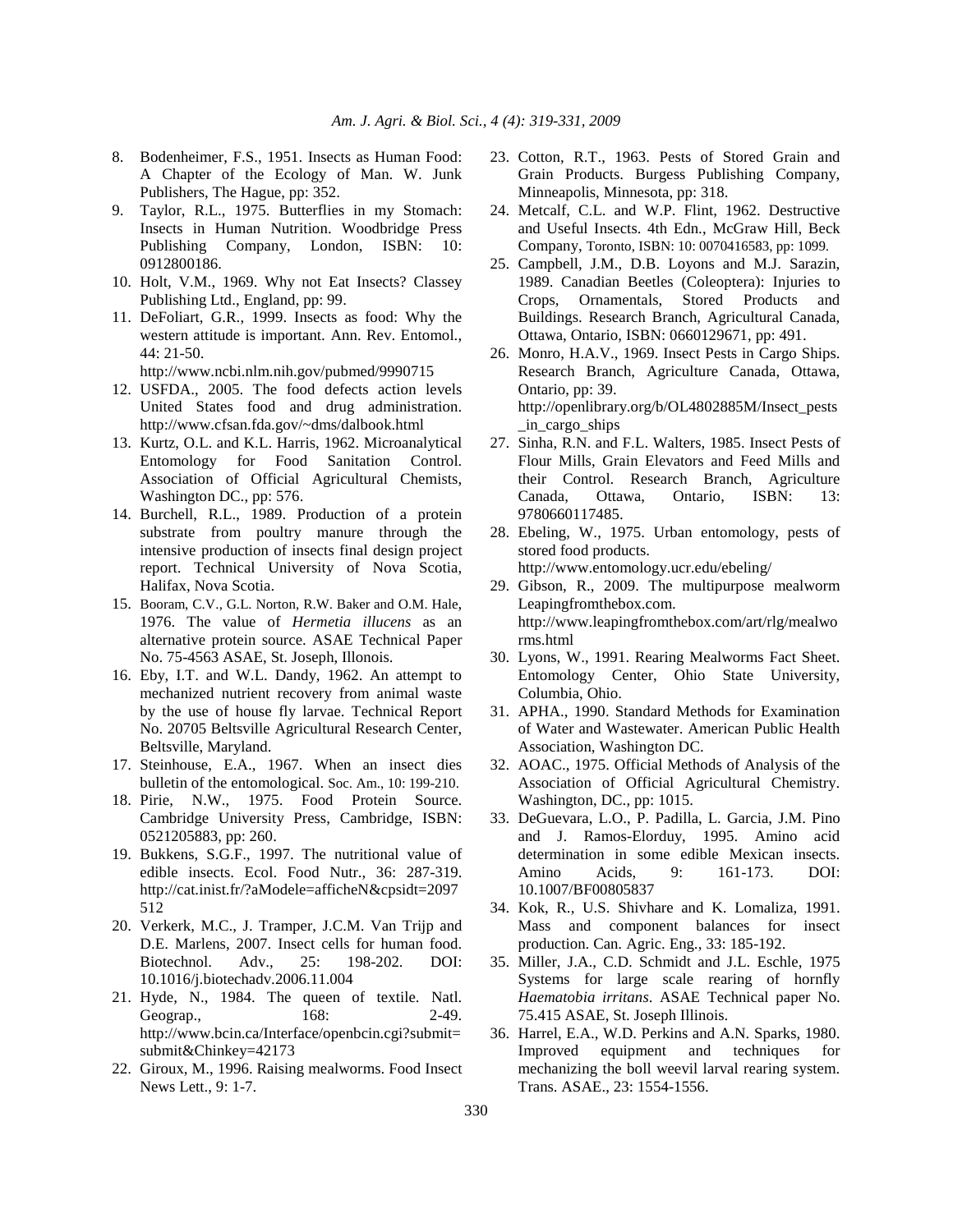8. Bodenheimer, F.S., 1951. Insects as Human Food: A Chapter of the Ecology of Man. W. Junk Publishers, The Hague, pp: 352.
9. Taylor, R.L., 1975. Butterflies in my Stomach: Insects in Human Nutrition. Woodbridge Press Publishing Company, London, ISBN: 10: 0912800186.
10. Holt, V.M., 1969. Why not Eat Insects? Classey Publishing Ltd., England, pp: 99.
11. DeFoliart, G.R., 1999. Insects as food: Why the western attitude is important. Ann. Rev. Entomol., 44: 21-50. http://www.ncbi.nlm.nih.gov/pubmed/9990715
12. USFDA., 2005. The food defects action levels United States food and drug administration. http://www.cfsan.fda.gov/~dms/dalbook.html
13. Kurtz, O.L. and K.L. Harris, 1962. Microanalytical Entomology for Food Sanitation Control. Association of Official Agricultural Chemists, Washington DC., pp: 576.
14. Burchell, R.L., 1989. Production of a protein substrate from poultry manure through the intensive production of insects final design project report. Technical University of Nova Scotia, Halifax, Nova Scotia.
15. Booram, C.V., G.L. Norton, R.W. Baker and O.M. Hale, 1976. The value of *Hermetia illucens* as an alternative protein source. ASAE Technical Paper No. 75-4563 ASAE, St. Joseph, Illonois.
16. Eby, I.T. and W.L. Dandy, 1962. An attempt to mechanized nutrient recovery from animal waste by the use of house fly larvae. Technical Report No. 20705 Beltsville Agricultural Research Center, Beltsville, Maryland.
17. Steinhouse, E.A., 1967. When an insect dies bulletin of the entomological. Soc. Am., 10: 199-210.
18. Pirie, N.W., 1975. Food Protein Source. Cambridge University Press, Cambridge, ISBN: 0521205883, pp: 260.
19. Bukkens, S.G.F., 1997. The nutritional value of edible insects. Ecol. Food Nutr., 36: 287-319. http://cat.inist.fr/?aModele=afficheN&cpsidt=2097512
20. Verkerk, M.C., J. Tramper, J.C.M. Van Trijp and D.E. Marlens, 2007. Insect cells for human food. Biotechnol. Adv., 25: 198-202. DOI: 10.1016/j.biotechadv.2006.11.004
21. Hyde, N., 1984. The queen of textile. Natl. Geograp., 168: 2-49. http://www.bcin.ca/Interface/openbcin.cgi?submit=submit&Chinkey=42173
22. Giroux, M., 1996. Raising mealworms. Food Insect News Lett., 9: 1-7.
23. Cotton, R.T., 1963. Pests of Stored Grain and Grain Products. Burgess Publishing Company, Minneapolis, Minnesota, pp: 318.
24. Metcalf, C.L. and W.P. Flint, 1962. Destructive and Useful Insects. 4th Edn., McGraw Hill, Beck Company, Toronto, ISBN: 10: 0070416583, pp: 1099.
25. Campbell, J.M., D.B. Loyons and M.J. Sarazin, 1989. Canadian Beetles (Coleoptera): Injuries to Crops, Ornamentals, Stored Products and Buildings. Research Branch, Agricultural Canada, Ottawa, Ontario, ISBN: 0660129671, pp: 491.
26. Monro, H.A.V., 1969. Insect Pests in Cargo Ships. Research Branch, Agriculture Canada, Ottawa, Ontario, pp: 39. http://openlibrary.org/b/OL4802885M/Insect_pests_in_cargo_ships
27. Sinha, R.N. and F.L. Walters, 1985. Insect Pests of Flour Mills, Grain Elevators and Feed Mills and their Control. Research Branch, Agriculture Canada, Ottawa, Ontario, ISBN: 13: 9780660117485.
28. Ebeling, W., 1975. Urban entomology, pests of stored food products. http://www.entomology.ucr.edu/ebeling/
29. Gibson, R., 2009. The multipurpose mealworm Leapingfromthebox.com. http://www.leapingfromthebox.com/art/rlg/mealworms.html
30. Lyons, W., 1991. Rearing Mealworms Fact Sheet. Entomology Center, Ohio State University, Columbia, Ohio.
31. APHA., 1990. Standard Methods for Examination of Water and Wastewater. American Public Health Association, Washington DC.
32. AOAC., 1975. Official Methods of Analysis of the Association of Official Agricultural Chemistry. Washington, DC., pp: 1015.
33. DeGuevara, L.O., P. Padilla, L. Garcia, J.M. Pino and J. Ramos-Elorduy, 1995. Amino acid determination in some edible Mexican insects. Amino Acids, 9: 161-173. DOI: 10.1007/BF00805837
34. Kok, R., U.S. Shivhare and K. Lomaliza, 1991. Mass and component balances for insect production. Can. Agric. Eng., 33: 185-192.
35. Miller, J.A., C.D. Schmidt and J.L. Eschle, 1975 Systems for large scale rearing of hornfly *Haematobia irritans*. ASAE Technical paper No. 75.415 ASAE, St. Joseph Illinois.
36. Harrel, E.A., W.D. Perkins and A.N. Sparks, 1980. Improved equipment and techniques for mechanizing the boll weevil larval rearing system. Trans. ASAE., 23: 1554-1556.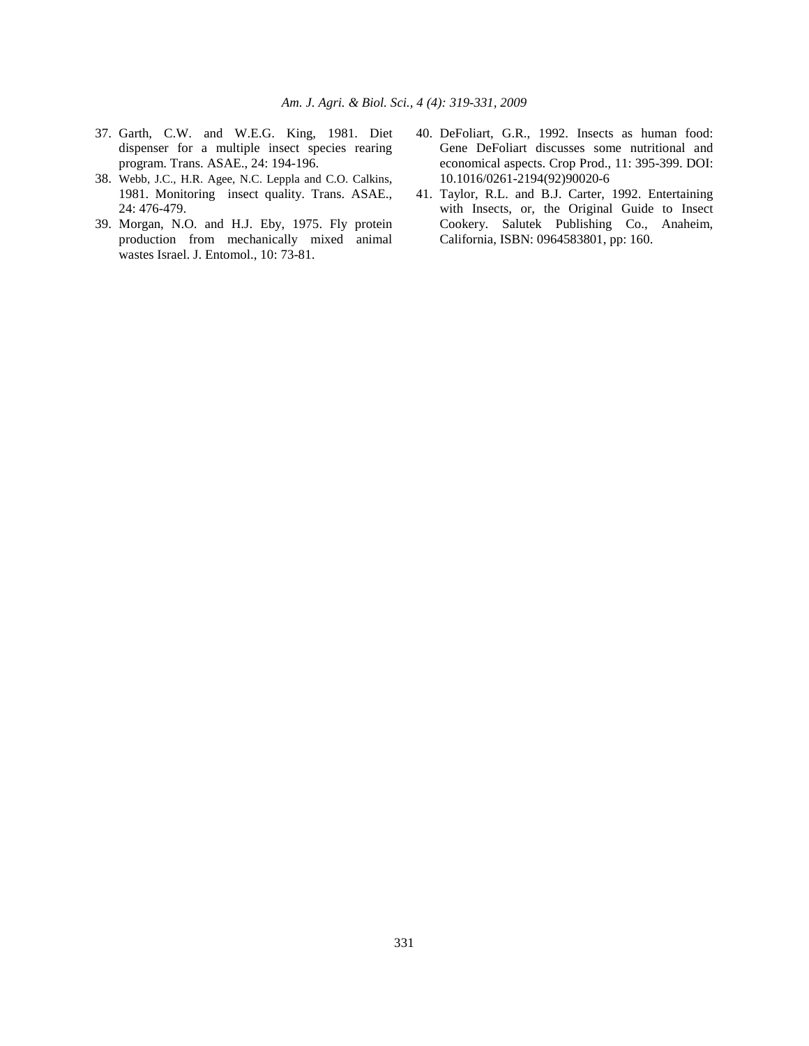37. Garth, C.W. and W.E.G. King, 1981. Diet dispenser for a multiple insect species rearing program. Trans. ASAE., 24: 194-196.
38. Webb, J.C., H.R. Agee, N.C. Leppla and C.O. Calkins, 1981. Monitoring insect quality. Trans. ASAE., 24: 476-479.
39. Morgan, N.O. and H.J. Eby, 1975. Fly protein production from mechanically mixed animal wastes Israel. J. Entomol., 10: 73-81.
40. DeFoliart, G.R., 1992. Insects as human food: Gene DeFoliart discusses some nutritional and economical aspects. Crop Prod., 11: 395-399. DOI: 10.1016/0261-2194(92)90020-6
41. Taylor, R.L. and B.J. Carter, 1992. Entertaining with Insects, or, the Original Guide to Insect Cookery. Salutek Publishing Co., Anaheim, California, ISBN: 0964583801, pp: 160.